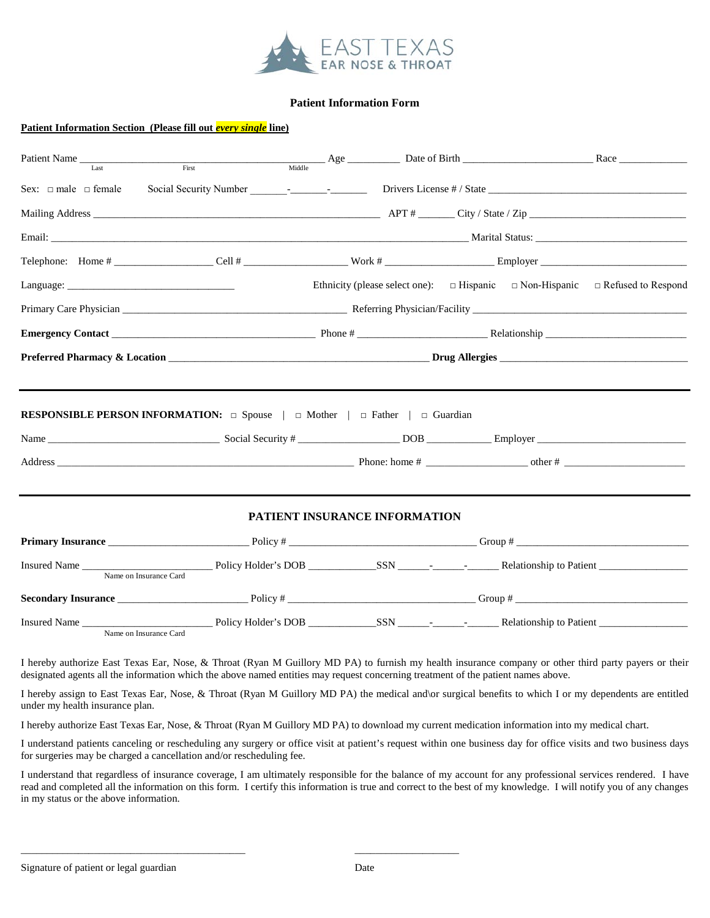EAST TEXAS
EAR NOSE & THROAT

## Patient Information Form

**Patient Information Section (Please fill out *every single* line)**

Patient Name ______________________________________________ Age _________ Date of Birth _______________________ Race _____________
Last First Middle

Sex: □ male □ female Social Security Number _______-_______-_______ Drivers License # / State _____________________________________

Mailing Address ______________________________________________________ APT # _______ City / State / Zip _____________________________

Email: ________________________________________________________________________________ Marital Status: _____________________________

Telephone: Home # __________________ Cell # __________________ Work # ___________________ Employer ___________________________

Language: ________________________________ Ethnicity (please select one): □ Hispanic □ Non-Hispanic □ Refused to Respond

Primary Care Physician __________________________________________ Referring Physician/Facility ________________________________________

**Emergency Contact** _____________________________________ Phone # _______________________ Relationship ___________________________

**Preferred Pharmacy & Location** _________________________________________________ **Drug Allergies** ___________________________________

---

**RESPONSIBLE PERSON INFORMATION:** □ Spouse | □ Mother | □ Father | □ Guardian

Name ________________________________ Social Security # ___________________ DOB ____________ Employer ____________________________

Address _________________________________________________________ Phone: home # ___________________ other # _______________________

---

### PATIENT INSURANCE INFORMATION

**Primary Insurance** __________________________ Policy # ___________________________________ Group # _________________________________

Insured Name _______________________ Policy Holder's DOB _____________SSN ______-______-______ Relationship to Patient _________________
Name on Insurance Card

**Secondary Insurance** ________________________ Policy # ___________________________________ Group # _________________________________

Insured Name _______________________ Policy Holder's DOB _____________SSN ______-______-______ Relationship to Patient _________________
Name on Insurance Card

I hereby authorize East Texas Ear, Nose, & Throat (Ryan M Guillory MD PA) to furnish my health insurance company or other third party payers or their designated agents all the information which the above named entities may request concerning treatment of the patient names above.

I hereby assign to East Texas Ear, Nose, & Throat (Ryan M Guillory MD PA) the medical and\or surgical benefits to which I or my dependents are entitled under my health insurance plan.

I hereby authorize East Texas Ear, Nose, & Throat (Ryan M Guillory MD PA) to download my current medication information into my medical chart.

I understand patients canceling or rescheduling any surgery or office visit at patient's request within one business day for office visits and two business days for surgeries may be charged a cancellation and/or rescheduling fee.

I understand that regardless of insurance coverage, I am ultimately responsible for the balance of my account for any professional services rendered. I have read and completed all the information on this form. I certify this information is true and correct to the best of my knowledge. I will notify you of any changes in my status or the above information.

___________________________________________ ____________________

Signature of patient or legal guardian Date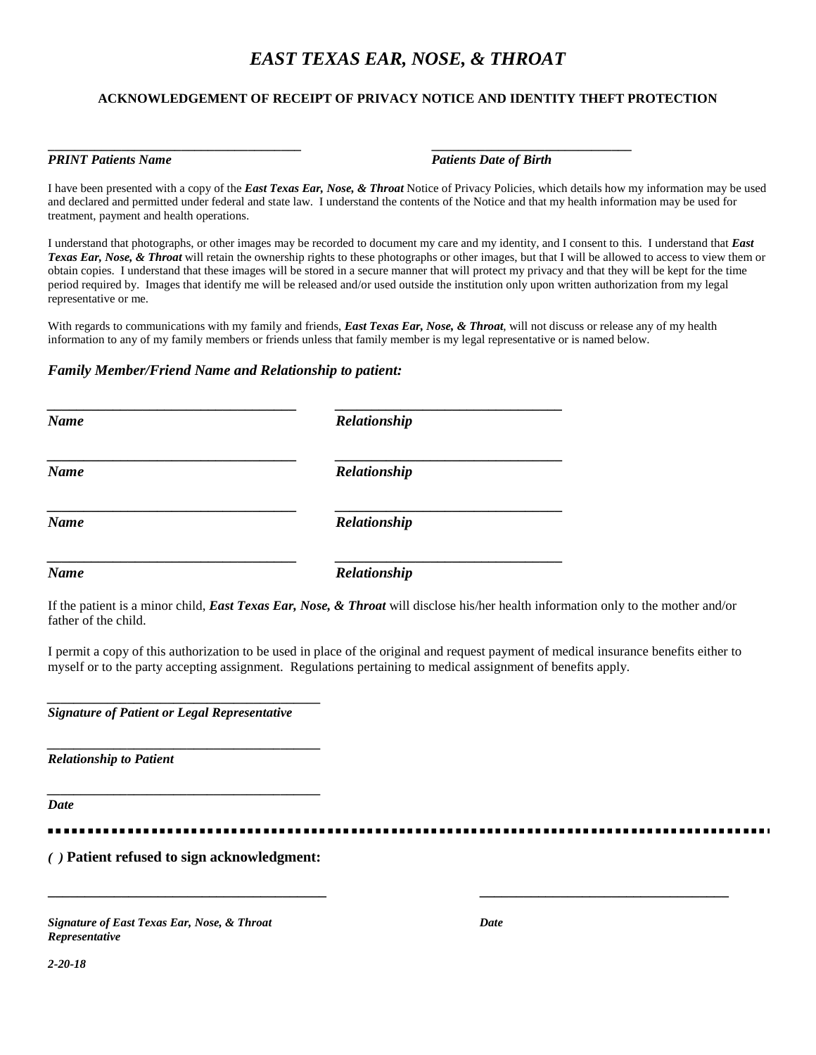# *EAST TEXAS EAR, NOSE, & THROAT*

**ACKNOWLEDGEMENT OF RECEIPT OF PRIVACY NOTICE AND IDENTITY THEFT PROTECTION**

_____________________________________ _____________________________
***PRINT Patients Name*** ***Patients Date of Birth***

I have been presented with a copy of the ***East Texas Ear, Nose, & Throat*** Notice of Privacy Policies, which details how my information may be used and declared and permitted under federal and state law. I understand the contents of the Notice and that my health information may be used for treatment, payment and health operations.

I understand that photographs, or other images may be recorded to document my care and my identity, and I consent to this. I understand that ***East Texas Ear, Nose, & Throat*** will retain the ownership rights to these photographs or other images, but that I will be allowed to access to view them or obtain copies. I understand that these images will be stored in a secure manner that will protect my privacy and that they will be kept for the time period required by. Images that identify me will be released and/or used outside the institution only upon written authorization from my legal representative or me.

With regards to communications with my family and friends, ***East Texas Ear, Nose, & Throat***, will not discuss or release any of my health information to any of my family members or friends unless that family member is my legal representative or is named below.

***Family Member/Friend Name and Relationship to patient:***

___________________________________ ________________________________
***Name*** ***Relationship***

___________________________________ ________________________________
***Name*** ***Relationship***

___________________________________ ________________________________
***Name*** ***Relationship***

___________________________________ ________________________________
***Name*** ***Relationship***

If the patient is a minor child, ***East Texas Ear, Nose, & Throat*** will disclose his/her health information only to the mother and/or father of the child.

I permit a copy of this authorization to be used in place of the original and request payment of medical insurance benefits either to myself or to the party accepting assignment. Regulations pertaining to medical assignment of benefits apply.

_______________________________________
***Signature of Patient or Legal Representative***

_______________________________________
***Relationship to Patient***

_______________________________________
***Date***

---

***( )*** **Patient refused to sign acknowledgment:**

_______________________________________ ___________________________________
***Signature of East Texas Ear, Nose, & Throat Representative*** ***Date***

***2-20-18***